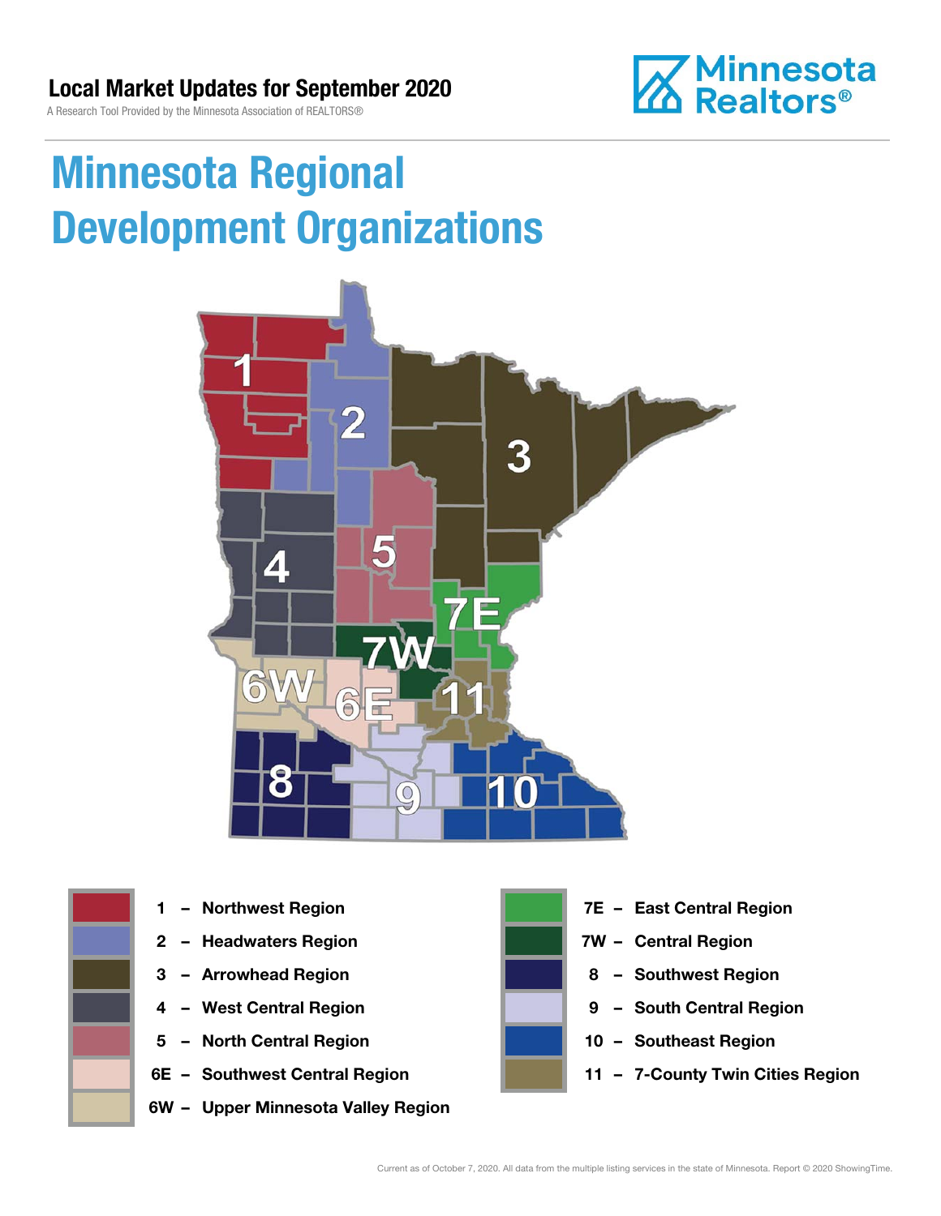**Local Market Updates for September 2020**

A Research Tool Provided by the Minnesota Association of REALTORS®

Minnesota Realtors®

# Minnesota Regional Development Organizations

- **1 – Northwest Region**
- **2 – Headwaters Region**
- **3 – Arrowhead Region**
- **4 – West Central Region**
- **5 – North Central Region**
- **6E – Southwest Central Region**
- **6W – Upper Minnesota Valley Region**
- **7E – East Central Region**
- **7W – Central Region**
- **8 – Southwest Region**
- **9 – South Central Region**
- **10 – Southeast Region**
- **11 – 7-County Twin Cities Region**

Current as of October 7, 2020. All data from the multiple listing services in the state of Minnesota. Report © 2020 ShowingTime.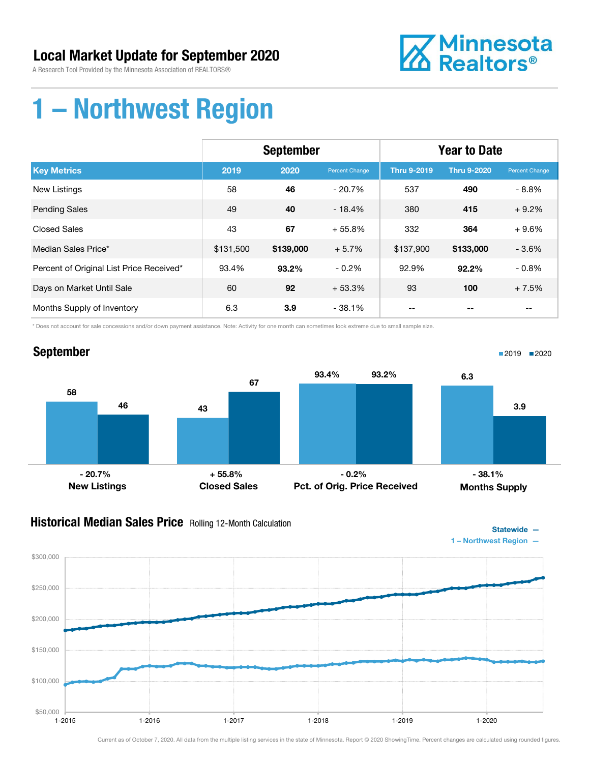# Local Market Update for September 2020

A Research Tool Provided by the Minnesota Association of REALTORS®

# 1 – Northwest Region

| | September | | | Year to Date | | |
|---|---|---|---|---|---|---|
| **Key Metrics** | **2019** | **2020** | **Percent Change** | **Thru 9-2019** | **Thru 9-2020** | **Percent Change** |
| New Listings | 58 | **46** | - 20.7% | 537 | **490** | - 8.8% |
| Pending Sales | 49 | **40** | - 18.4% | 380 | **415** | + 9.2% |
| Closed Sales | 43 | **67** | + 55.8% | 332 | **364** | + 9.6% |
| Median Sales Price* | $131,500 | **$139,000** | + 5.7% | $137,900 | **$133,000** | - 3.6% |
| Percent of Original List Price Received* | 93.4% | **93.2%** | - 0.2% | 92.9% | **92.2%** | - 0.8% |
| Days on Market Until Sale | 60 | **92** | + 53.3% | 93 | **100** | + 7.5% |
| Months Supply of Inventory | 6.3 | **3.9** | - 38.1% | -- | **--** | -- |

\* Does not account for sale concessions and/or down payment assistance. Note: Activity for one month can sometimes look extreme due to small sample size.

## September

| | 2019 | 2020 | Change |
|---|---|---|---|
| New Listings | 58 | 46 | - 20.7% |
| Closed Sales | 43 | 67 | + 55.8% |
| Pct. of Orig. Price Received | 93.4% | 93.2% | - 0.2% |
| Months Supply | 6.3 | 3.9 | - 38.1% |

## Historical Median Sales Price Rolling 12-Month Calculation

Statewide —
1 – Northwest Region —

Current as of October 7, 2020. All data from the multiple listing services in the state of Minnesota. Report © 2020 ShowingTime. Percent changes are calculated using rounded figures.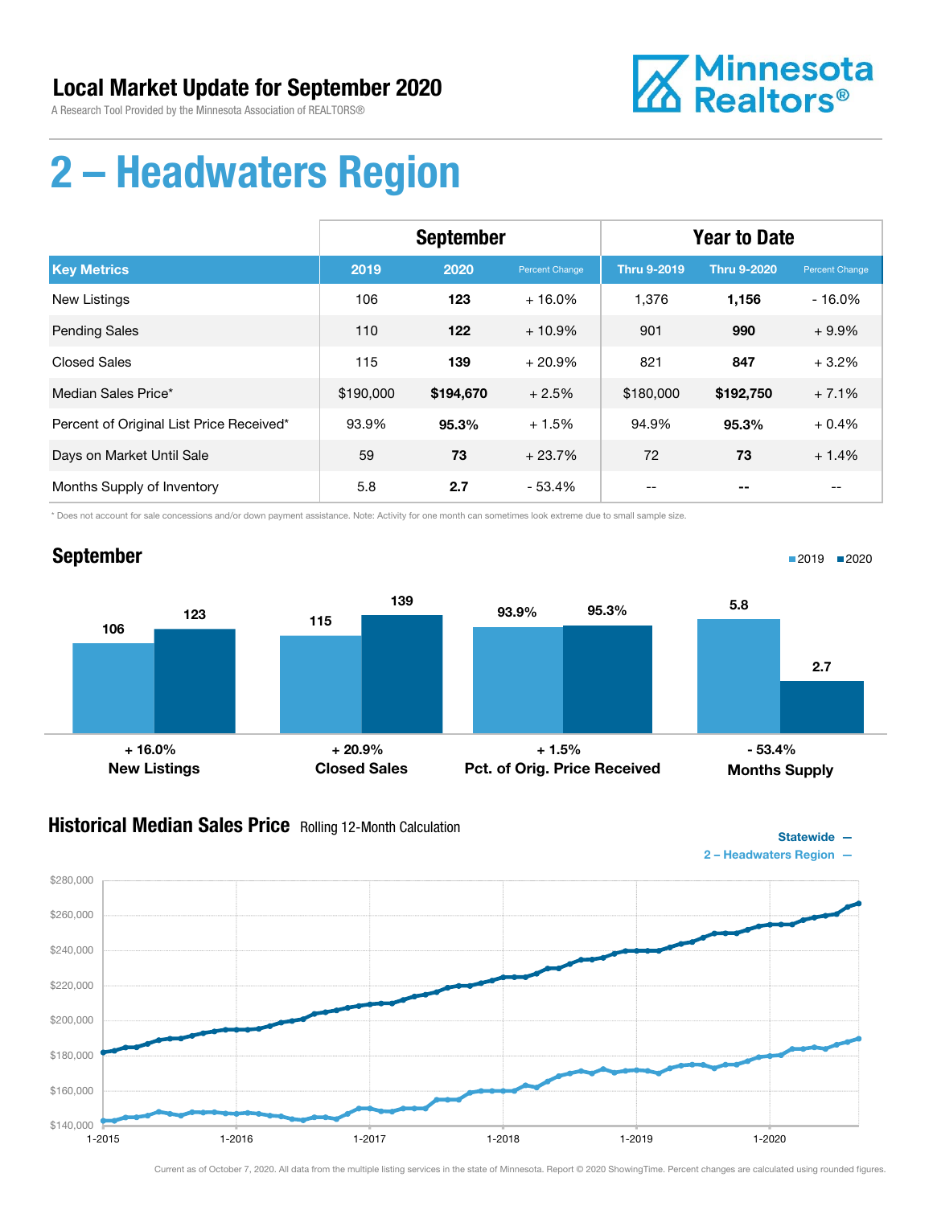# Local Market Update for September 2020

A Research Tool Provided by the Minnesota Association of REALTORS®

# 2 – Headwaters Region

| | September | | | Year to Date | | |
|---|---|---|---|---|---|---|
| **Key Metrics** | **2019** | **2020** | **Percent Change** | **Thru 9-2019** | **Thru 9-2020** | **Percent Change** |
| New Listings | 106 | **123** | + 16.0% | 1,376 | **1,156** | - 16.0% |
| Pending Sales | 110 | **122** | + 10.9% | 901 | **990** | + 9.9% |
| Closed Sales | 115 | **139** | + 20.9% | 821 | **847** | + 3.2% |
| Median Sales Price* | $190,000 | **$194,670** | + 2.5% | $180,000 | **$192,750** | + 7.1% |
| Percent of Original List Price Received* | 93.9% | **95.3%** | + 1.5% | 94.9% | **95.3%** | + 0.4% |
| Days on Market Until Sale | 59 | **73** | + 23.7% | 72 | **73** | + 1.4% |
| Months Supply of Inventory | 5.8 | **2.7** | - 53.4% | -- | **--** | -- |

\* Does not account for sale concessions and/or down payment assistance. Note: Activity for one month can sometimes look extreme due to small sample size.

## September

| | 2019 | 2020 | Change |
|---|---|---|---|
| New Listings | 106 | 123 | + 16.0% |
| Closed Sales | 115 | 139 | + 20.9% |
| Pct. of Orig. Price Received | 93.9% | 95.3% | + 1.5% |
| Months Supply | 5.8 | 2.7 | - 53.4% |

## Historical Median Sales Price Rolling 12-Month Calculation

Statewide —
2 – Headwaters Region —

Current as of October 7, 2020. All data from the multiple listing services in the state of Minnesota. Report © 2020 ShowingTime. Percent changes are calculated using rounded figures.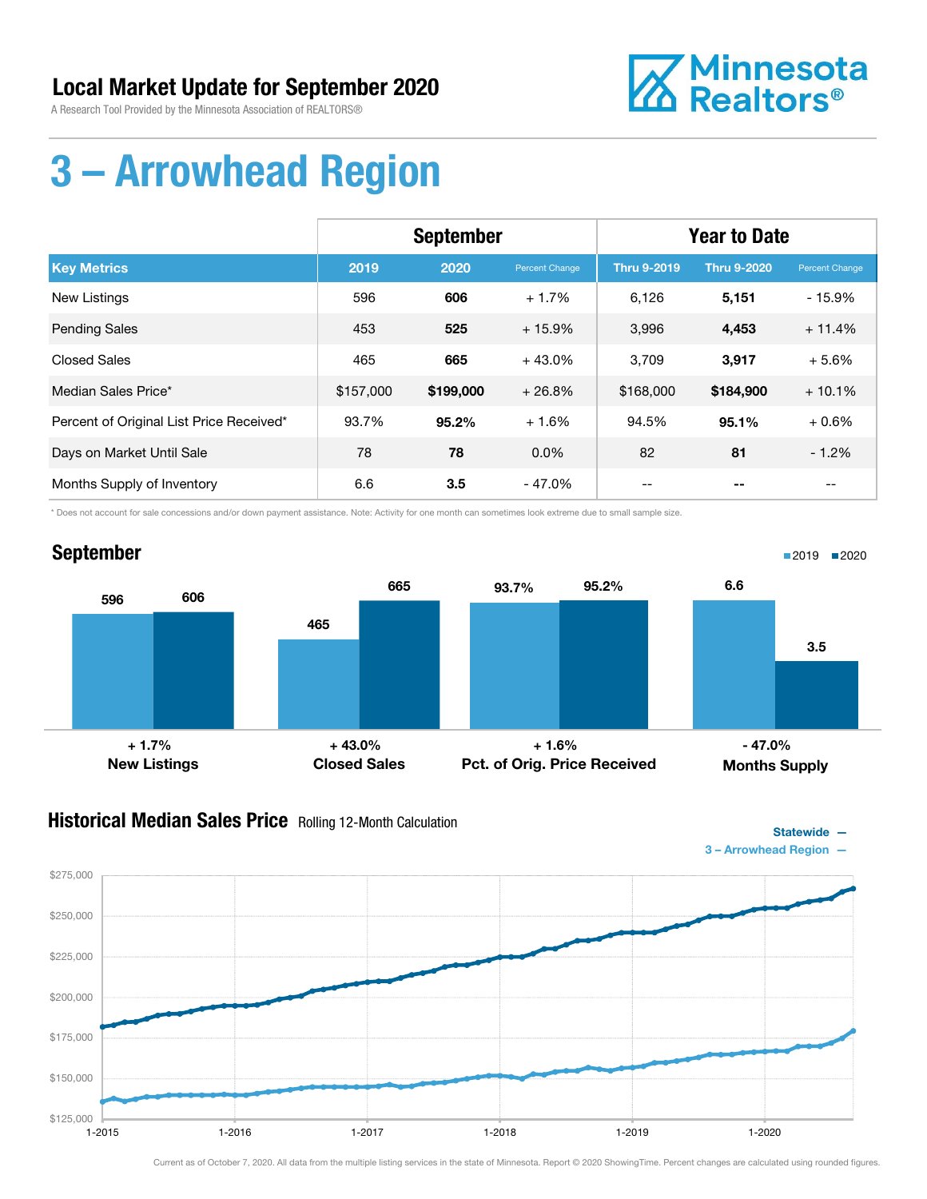# Local Market Update for September 2020

A Research Tool Provided by the Minnesota Association of REALTORS®

# 3 – Arrowhead Region

| | September | | | Year to Date | | |
|---|---|---|---|---|---|---|
| **Key Metrics** | **2019** | **2020** | **Percent Change** | **Thru 9-2019** | **Thru 9-2020** | **Percent Change** |
| New Listings | 596 | **606** | + 1.7% | 6,126 | **5,151** | - 15.9% |
| Pending Sales | 453 | **525** | + 15.9% | 3,996 | **4,453** | + 11.4% |
| Closed Sales | 465 | **665** | + 43.0% | 3,709 | **3,917** | + 5.6% |
| Median Sales Price* | $157,000 | **$199,000** | + 26.8% | $168,000 | **$184,900** | + 10.1% |
| Percent of Original List Price Received* | 93.7% | **95.2%** | + 1.6% | 94.5% | **95.1%** | + 0.6% |
| Days on Market Until Sale | 78 | **78** | 0.0% | 82 | **81** | - 1.2% |
| Months Supply of Inventory | 6.6 | **3.5** | - 47.0% | -- | **--** | -- |

\* Does not account for sale concessions and/or down payment assistance. Note: Activity for one month can sometimes look extreme due to small sample size.

## September

| | 2019 | 2020 | Change |
|---|---|---|---|
| New Listings | 596 | 606 | + 1.7% |
| Closed Sales | 465 | 665 | + 43.0% |
| Pct. of Orig. Price Received | 93.7% | 95.2% | + 1.6% |
| Months Supply | 6.6 | 3.5 | - 47.0% |

## Historical Median Sales Price Rolling 12-Month Calculation

Statewide —
3 – Arrowhead Region —

Current as of October 7, 2020. All data from the multiple listing services in the state of Minnesota. Report © 2020 ShowingTime. Percent changes are calculated using rounded figures.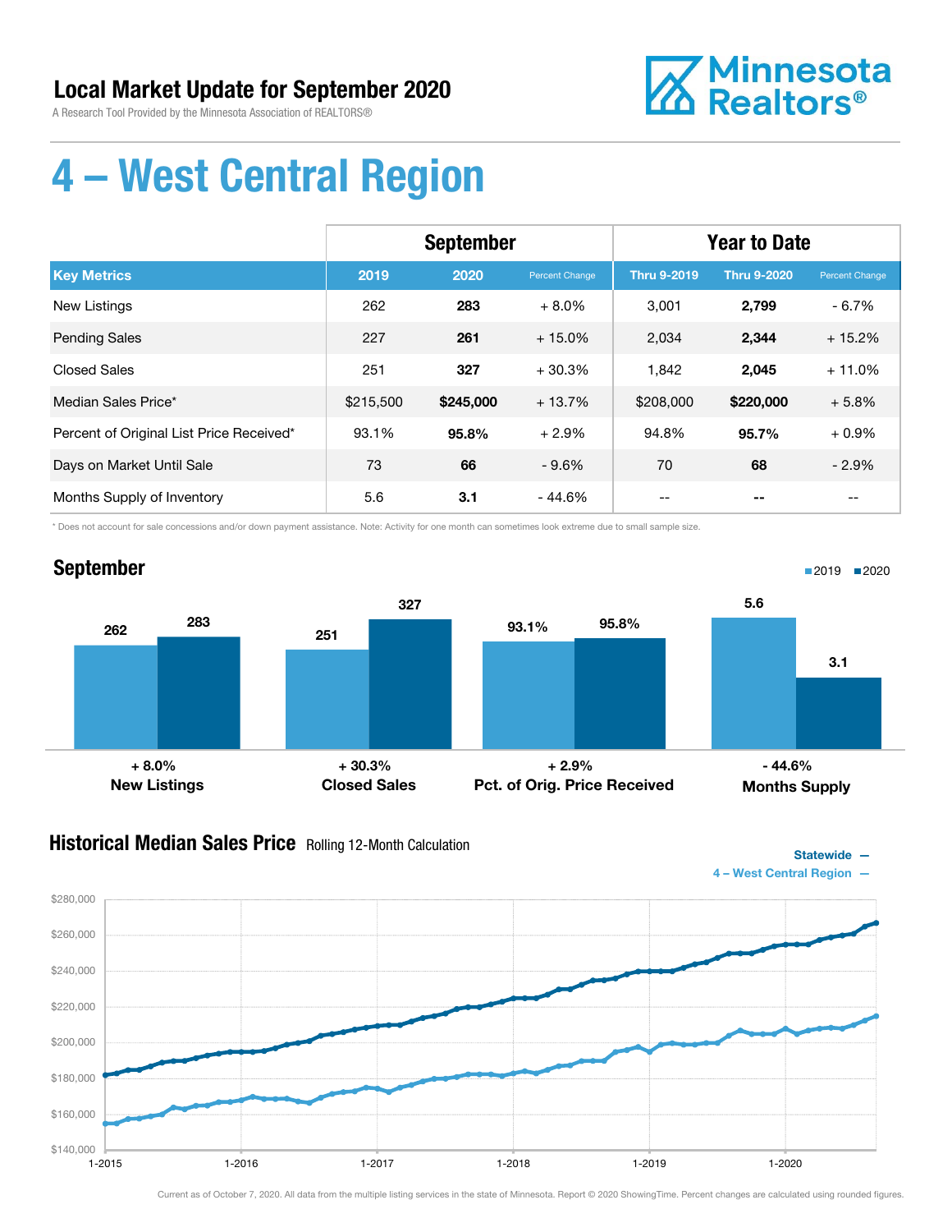# Local Market Update for September 2020

A Research Tool Provided by the Minnesota Association of REALTORS®

Minnesota Realtors®

# 4 – West Central Region

| | September | | | Year to Date | | |
|---|---|---|---|---|---|---|
| **Key Metrics** | **2019** | **2020** | **Percent Change** | **Thru 9-2019** | **Thru 9-2020** | **Percent Change** |
| New Listings | 262 | **283** | + 8.0% | 3,001 | **2,799** | - 6.7% |
| Pending Sales | 227 | **261** | + 15.0% | 2,034 | **2,344** | + 15.2% |
| Closed Sales | 251 | **327** | + 30.3% | 1,842 | **2,045** | + 11.0% |
| Median Sales Price* | $215,500 | **$245,000** | + 13.7% | $208,000 | **$220,000** | + 5.8% |
| Percent of Original List Price Received* | 93.1% | **95.8%** | + 2.9% | 94.8% | **95.7%** | + 0.9% |
| Days on Market Until Sale | 73 | **66** | - 9.6% | 70 | **68** | - 2.9% |
| Months Supply of Inventory | 5.6 | **3.1** | - 44.6% | -- | **--** | -- |

\* Does not account for sale concessions and/or down payment assistance. Note: Activity for one month can sometimes look extreme due to small sample size.

## September

2019 | 2020

| | 2019 | 2020 | Change |
|---|---|---|---|
| New Listings | 262 | 283 | + 8.0% |
| Closed Sales | 251 | 327 | + 30.3% |
| Pct. of Orig. Price Received | 93.1% | 95.8% | + 2.9% |
| Months Supply | 5.6 | 3.1 | - 44.6% |

## Historical Median Sales Price Rolling 12-Month Calculation

Statewide —
4 – West Central Region —

Current as of October 7, 2020. All data from the multiple listing services in the state of Minnesota. Report © 2020 ShowingTime. Percent changes are calculated using rounded figures.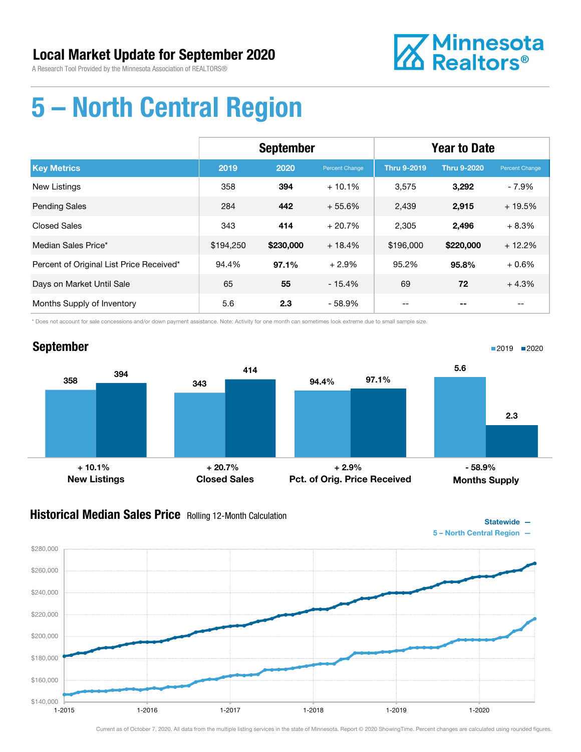# Local Market Update for September 2020

A Research Tool Provided by the Minnesota Association of REALTORS®

Minnesota Realtors®

# 5 – North Central Region

| | September | | | Year to Date | | |
|---|---|---|---|---|---|---|
| **Key Metrics** | **2019** | **2020** | **Percent Change** | **Thru 9-2019** | **Thru 9-2020** | **Percent Change** |
| New Listings | 358 | **394** | + 10.1% | 3,575 | **3,292** | - 7.9% |
| Pending Sales | 284 | **442** | + 55.6% | 2,439 | **2,915** | + 19.5% |
| Closed Sales | 343 | **414** | + 20.7% | 2,305 | **2,496** | + 8.3% |
| Median Sales Price* | $194,250 | **$230,000** | + 18.4% | $196,000 | **$220,000** | + 12.2% |
| Percent of Original List Price Received* | 94.4% | **97.1%** | + 2.9% | 95.2% | **95.8%** | + 0.6% |
| Days on Market Until Sale | 65 | **55** | - 15.4% | 69 | **72** | + 4.3% |
| Months Supply of Inventory | 5.6 | **2.3** | - 58.9% | -- | **--** | -- |

\* Does not account for sale concessions and/or down payment assistance. Note: Activity for one month can sometimes look extreme due to small sample size.

## September

| | 2019 | 2020 | Change |
|---|---|---|---|
| New Listings | 358 | 394 | + 10.1% |
| Closed Sales | 343 | 414 | + 20.7% |
| Pct. of Orig. Price Received | 94.4% | 97.1% | + 2.9% |
| Months Supply | 5.6 | 2.3 | - 58.9% |

## Historical Median Sales Price  Rolling 12-Month Calculation

Statewide —
5 – North Central Region —

Current as of October 7, 2020. All data from the multiple listing services in the state of Minnesota. Report © 2020 ShowingTime. Percent changes are calculated using rounded figures.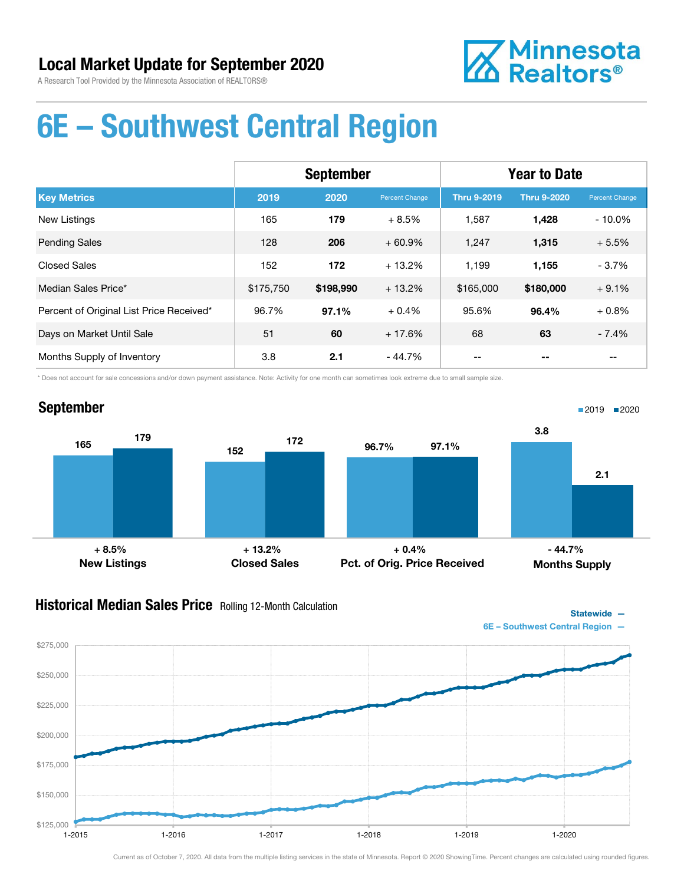# Local Market Update for September 2020

A Research Tool Provided by the Minnesota Association of REALTORS®

# 6E – Southwest Central Region

| | September | | | Year to Date | | |
|---|---|---|---|---|---|---|
| **Key Metrics** | **2019** | **2020** | **Percent Change** | **Thru 9-2019** | **Thru 9-2020** | **Percent Change** |
| New Listings | 165 | **179** | + 8.5% | 1,587 | **1,428** | - 10.0% |
| Pending Sales | 128 | **206** | + 60.9% | 1,247 | **1,315** | + 5.5% |
| Closed Sales | 152 | **172** | + 13.2% | 1,199 | **1,155** | - 3.7% |
| Median Sales Price* | $175,750 | **$198,990** | + 13.2% | $165,000 | **$180,000** | + 9.1% |
| Percent of Original List Price Received* | 96.7% | **97.1%** | + 0.4% | 95.6% | **96.4%** | + 0.8% |
| Days on Market Until Sale | 51 | **60** | + 17.6% | 68 | **63** | - 7.4% |
| Months Supply of Inventory | 3.8 | **2.1** | - 44.7% | -- | **--** | -- |

\* Does not account for sale concessions and/or down payment assistance. Note: Activity for one month can sometimes look extreme due to small sample size.

## September

2019 / 2020

| | 2019 | 2020 | Change |
|---|---|---|---|
| New Listings | 165 | 179 | + 8.5% |
| Closed Sales | 152 | 172 | + 13.2% |
| Pct. of Orig. Price Received | 96.7% | 97.1% | + 0.4% |
| Months Supply | 3.8 | 2.1 | - 44.7% |

## Historical Median Sales Price

Rolling 12-Month Calculation

Statewide —
6E – Southwest Central Region —

Current as of October 7, 2020. All data from the multiple listing services in the state of Minnesota. Report © 2020 ShowingTime. Percent changes are calculated using rounded figures.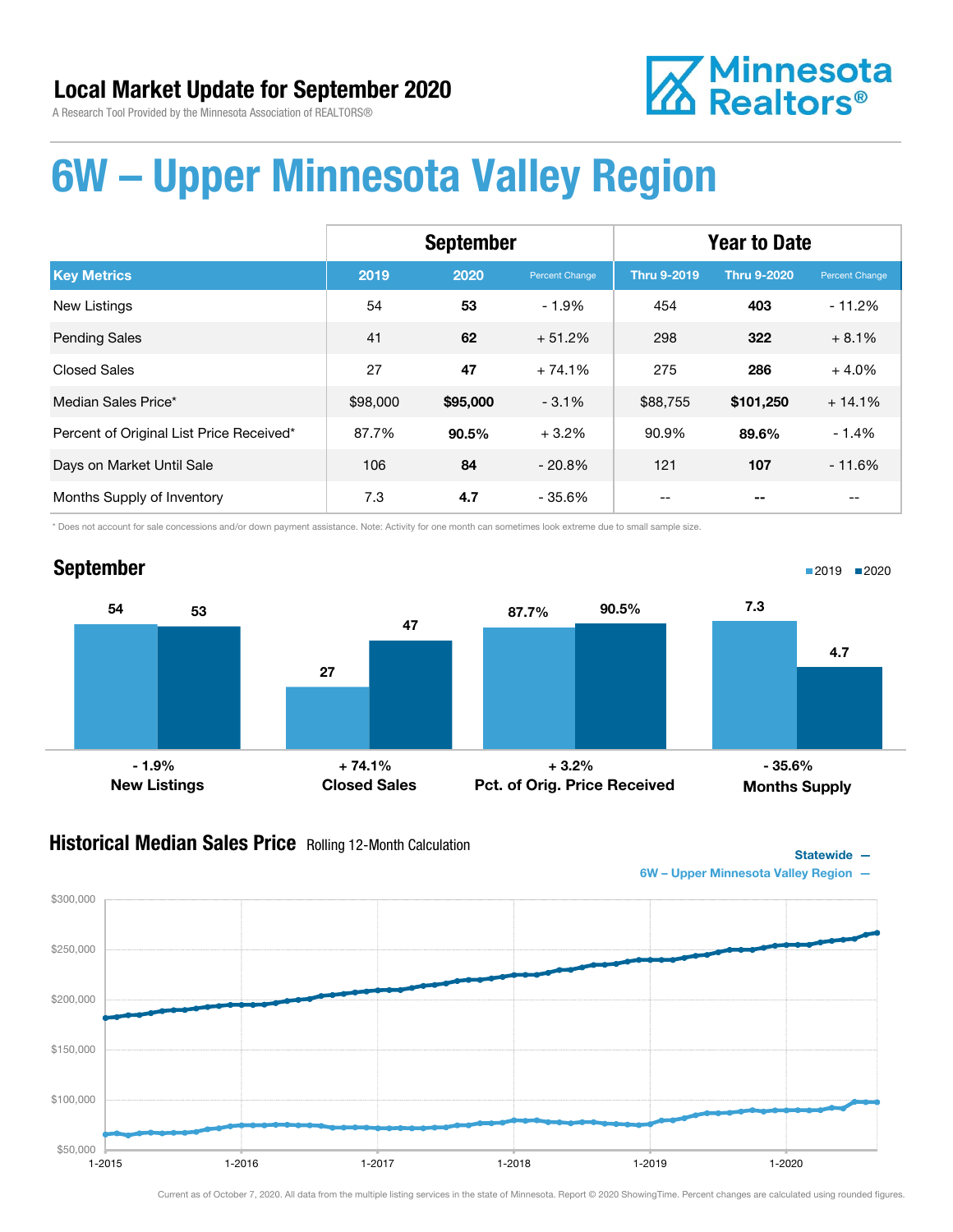# Local Market Update for September 2020

A Research Tool Provided by the Minnesota Association of REALTORS®

Minnesota Realtors®

# 6W – Upper Minnesota Valley Region

| | September | | | Year to Date | | |
|---|---|---|---|---|---|---|
| **Key Metrics** | **2019** | **2020** | **Percent Change** | **Thru 9-2019** | **Thru 9-2020** | **Percent Change** |
| New Listings | 54 | **53** | - 1.9% | 454 | **403** | - 11.2% |
| Pending Sales | 41 | **62** | + 51.2% | 298 | **322** | + 8.1% |
| Closed Sales | 27 | **47** | + 74.1% | 275 | **286** | + 4.0% |
| Median Sales Price* | $98,000 | **$95,000** | - 3.1% | $88,755 | **$101,250** | + 14.1% |
| Percent of Original List Price Received* | 87.7% | **90.5%** | + 3.2% | 90.9% | **89.6%** | - 1.4% |
| Days on Market Until Sale | 106 | **84** | - 20.8% | 121 | **107** | - 11.6% |
| Months Supply of Inventory | 7.3 | **4.7** | - 35.6% | -- | **--** | -- |

\* Does not account for sale concessions and/or down payment assistance. Note: Activity for one month can sometimes look extreme due to small sample size.

## September

| | 2019 | 2020 | Change |
|---|---|---|---|
| New Listings | 54 | 53 | - 1.9% |
| Closed Sales | 27 | 47 | + 74.1% |
| Pct. of Orig. Price Received | 87.7% | 90.5% | + 3.2% |
| Months Supply | 7.3 | 4.7 | - 35.6% |

## Historical Median Sales Price Rolling 12-Month Calculation

Statewide —
6W – Upper Minnesota Valley Region —

Current as of October 7, 2020. All data from the multiple listing services in the state of Minnesota. Report © 2020 ShowingTime. Percent changes are calculated using rounded figures.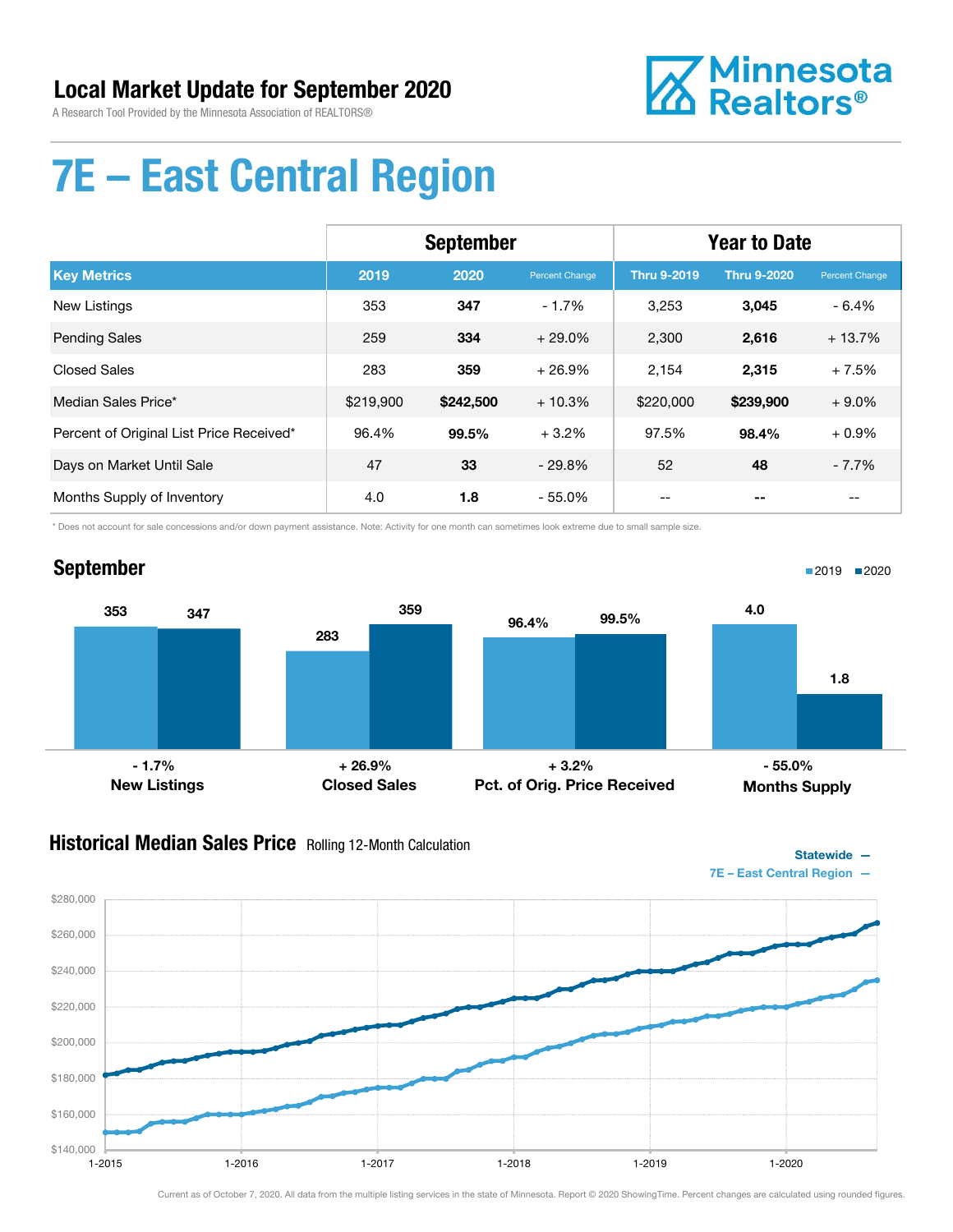# Local Market Update for September 2020

A Research Tool Provided by the Minnesota Association of REALTORS®

Minnesota Realtors®

# 7E – East Central Region

| | September | | | Year to Date | | |
|---|---|---|---|---|---|---|
| **Key Metrics** | **2019** | **2020** | **Percent Change** | **Thru 9-2019** | **Thru 9-2020** | **Percent Change** |
| New Listings | 353 | **347** | - 1.7% | 3,253 | **3,045** | - 6.4% |
| Pending Sales | 259 | **334** | + 29.0% | 2,300 | **2,616** | + 13.7% |
| Closed Sales | 283 | **359** | + 26.9% | 2,154 | **2,315** | + 7.5% |
| Median Sales Price* | $219,900 | **$242,500** | + 10.3% | $220,000 | **$239,900** | + 9.0% |
| Percent of Original List Price Received* | 96.4% | **99.5%** | + 3.2% | 97.5% | **98.4%** | + 0.9% |
| Days on Market Until Sale | 47 | **33** | - 29.8% | 52 | **48** | - 7.7% |
| Months Supply of Inventory | 4.0 | **1.8** | - 55.0% | -- | **--** | -- |

\* Does not account for sale concessions and/or down payment assistance. Note: Activity for one month can sometimes look extreme due to small sample size.

## September

2019 ■ 2020 ■

| | 2019 | 2020 | Change |
|---|---|---|---|
| New Listings | 353 | 347 | - 1.7% |
| Closed Sales | 283 | 359 | + 26.9% |
| Pct. of Orig. Price Received | 96.4% | 99.5% | + 3.2% |
| Months Supply | 4.0 | 1.8 | - 55.0% |

## Historical Median Sales Price Rolling 12-Month Calculation

Statewide —
7E – East Central Region —

Current as of October 7, 2020. All data from the multiple listing services in the state of Minnesota. Report © 2020 ShowingTime. Percent changes are calculated using rounded figures.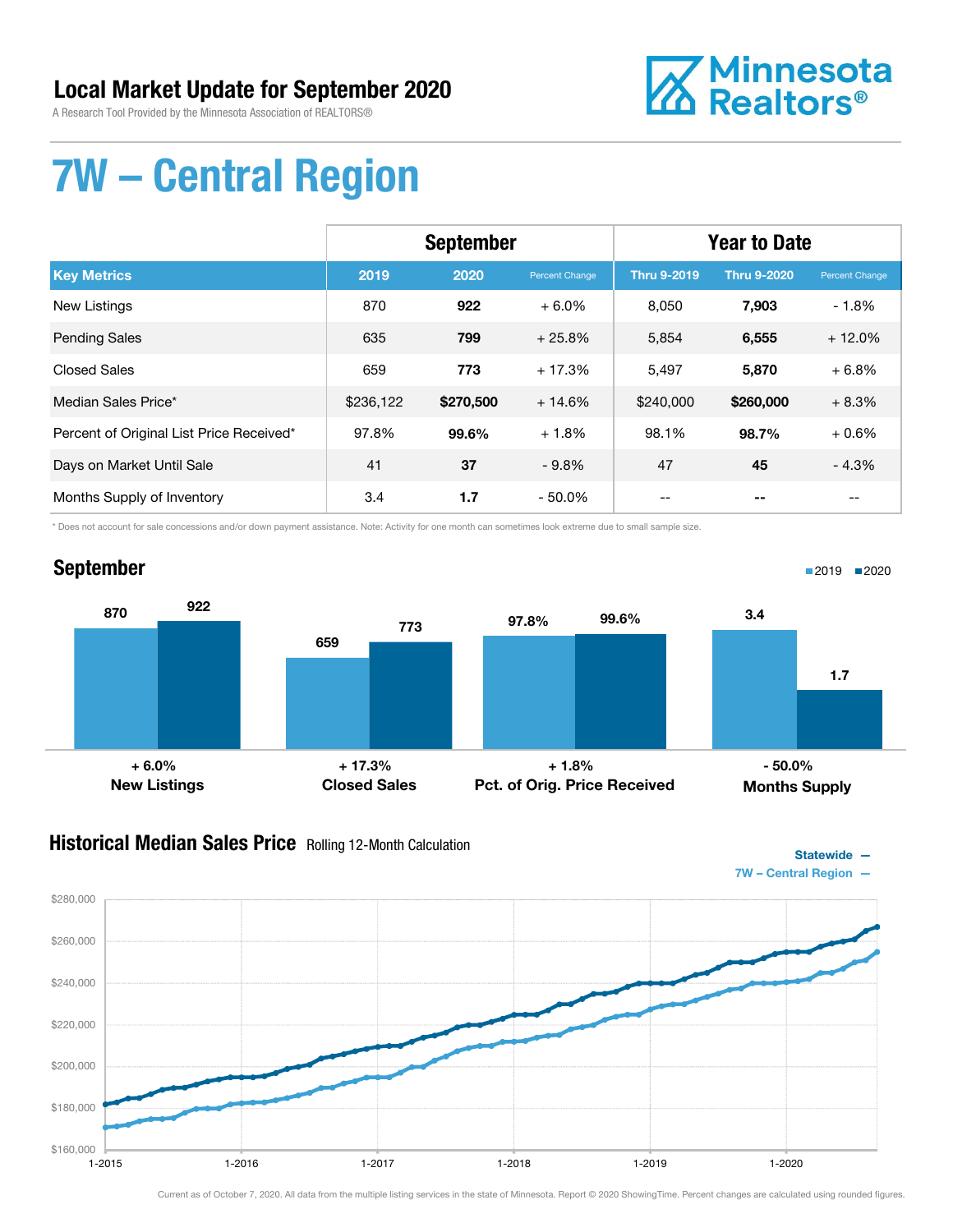# Local Market Update for September 2020

A Research Tool Provided by the Minnesota Association of REALTORS®

# 7W – Central Region

| | September | | | Year to Date | | |
|---|---|---|---|---|---|---|
| **Key Metrics** | **2019** | **2020** | **Percent Change** | **Thru 9-2019** | **Thru 9-2020** | **Percent Change** |
| New Listings | 870 | **922** | + 6.0% | 8,050 | **7,903** | - 1.8% |
| Pending Sales | 635 | **799** | + 25.8% | 5,854 | **6,555** | + 12.0% |
| Closed Sales | 659 | **773** | + 17.3% | 5,497 | **5,870** | + 6.8% |
| Median Sales Price* | $236,122 | **$270,500** | + 14.6% | $240,000 | **$260,000** | + 8.3% |
| Percent of Original List Price Received* | 97.8% | **99.6%** | + 1.8% | 98.1% | **98.7%** | + 0.6% |
| Days on Market Until Sale | 41 | **37** | - 9.8% | 47 | **45** | - 4.3% |
| Months Supply of Inventory | 3.4 | **1.7** | - 50.0% | -- | **--** | -- |

* Does not account for sale concessions and/or down payment assistance. Note: Activity for one month can sometimes look extreme due to small sample size.

## September

| | 2019 | 2020 | Change |
|---|---|---|---|
| New Listings | 870 | 922 | + 6.0% |
| Closed Sales | 659 | 773 | + 17.3% |
| Pct. of Orig. Price Received | 97.8% | 99.6% | + 1.8% |
| Months Supply | 3.4 | 1.7 | - 50.0% |

## Historical Median Sales Price Rolling 12-Month Calculation

Statewide —
7W – Central Region —

Current as of October 7, 2020. All data from the multiple listing services in the state of Minnesota. Report © 2020 ShowingTime. Percent changes are calculated using rounded figures.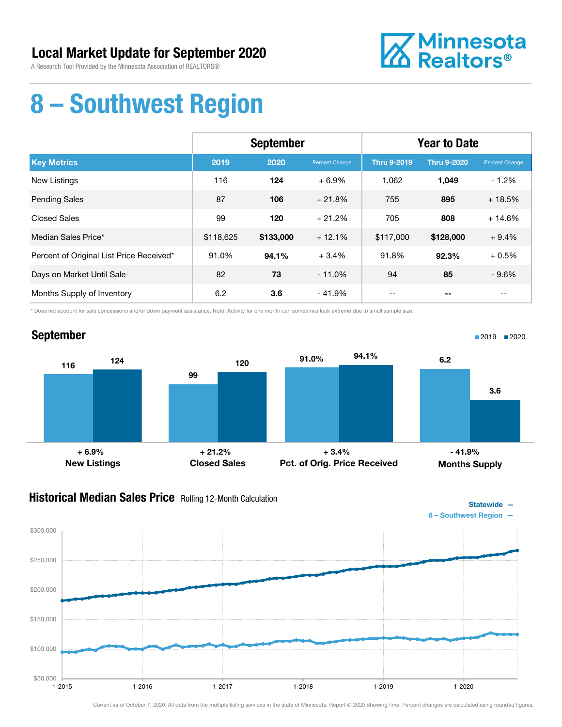# Local Market Update for September 2020

A Research Tool Provided by the Minnesota Association of REALTORS®

# 8 – Southwest Region

| | September | | | Year to Date | | |
|---|---|---|---|---|---|---|
| **Key Metrics** | **2019** | **2020** | **Percent Change** | **Thru 9-2019** | **Thru 9-2020** | **Percent Change** |
| New Listings | 116 | **124** | + 6.9% | 1,062 | **1,049** | - 1.2% |
| Pending Sales | 87 | **106** | + 21.8% | 755 | **895** | + 18.5% |
| Closed Sales | 99 | **120** | + 21.2% | 705 | **808** | + 14.6% |
| Median Sales Price* | $118,625 | **$133,000** | + 12.1% | $117,000 | **$128,000** | + 9.4% |
| Percent of Original List Price Received* | 91.0% | **94.1%** | + 3.4% | 91.8% | **92.3%** | + 0.5% |
| Days on Market Until Sale | 82 | **73** | - 11.0% | 94 | **85** | - 9.6% |
| Months Supply of Inventory | 6.2 | **3.6** | - 41.9% | -- | **--** | -- |

\* Does not account for sale concessions and/or down payment assistance. Note: Activity for one month can sometimes look extreme due to small sample size.

## September

| | 2019 | 2020 | Change |
|---|---|---|---|
| New Listings | 116 | 124 | + 6.9% |
| Closed Sales | 99 | 120 | + 21.2% |
| Pct. of Orig. Price Received | 91.0% | 94.1% | + 3.4% |
| Months Supply | 6.2 | 3.6 | - 41.9% |

## Historical Median Sales Price

Rolling 12-Month Calculation

Statewide —
8 – Southwest Region —

Current as of October 7, 2020. All data from the multiple listing services in the state of Minnesota. Report © 2020 ShowingTime. Percent changes are calculated using rounded figures.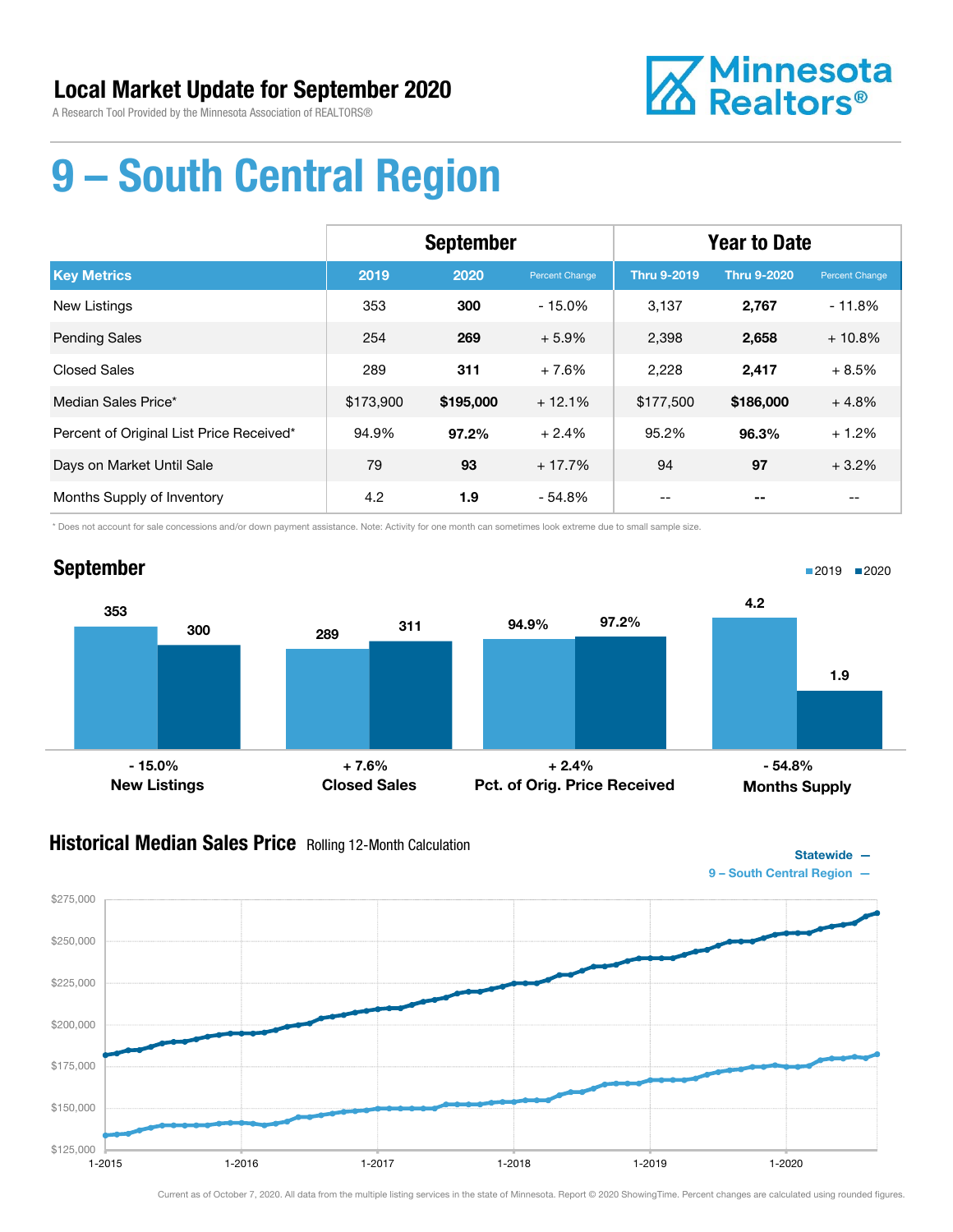# Local Market Update for September 2020

A Research Tool Provided by the Minnesota Association of REALTORS®

Minnesota Realtors®

# 9 – South Central Region

| | September | | | Year to Date | | |
|---|---|---|---|---|---|---|
| **Key Metrics** | **2019** | **2020** | **Percent Change** | **Thru 9-2019** | **Thru 9-2020** | **Percent Change** |
| New Listings | 353 | **300** | - 15.0% | 3,137 | **2,767** | - 11.8% |
| Pending Sales | 254 | **269** | + 5.9% | 2,398 | **2,658** | + 10.8% |
| Closed Sales | 289 | **311** | + 7.6% | 2,228 | **2,417** | + 8.5% |
| Median Sales Price* | $173,900 | **$195,000** | + 12.1% | $177,500 | **$186,000** | + 4.8% |
| Percent of Original List Price Received* | 94.9% | **97.2%** | + 2.4% | 95.2% | **96.3%** | + 1.2% |
| Days on Market Until Sale | 79 | **93** | + 17.7% | 94 | **97** | + 3.2% |
| Months Supply of Inventory | 4.2 | **1.9** | - 54.8% | -- | **--** | -- |

\* Does not account for sale concessions and/or down payment assistance. Note: Activity for one month can sometimes look extreme due to small sample size.

## September

| | 2019 | 2020 | Change |
|---|---|---|---|
| New Listings | 353 | 300 | - 15.0% |
| Closed Sales | 289 | 311 | + 7.6% |
| Pct. of Orig. Price Received | 94.9% | 97.2% | + 2.4% |
| Months Supply | 4.2 | 1.9 | - 54.8% |

## Historical Median Sales Price

Rolling 12-Month Calculation

Statewide —
9 – South Central Region —

Current as of October 7, 2020. All data from the multiple listing services in the state of Minnesota. Report © 2020 ShowingTime. Percent changes are calculated using rounded figures.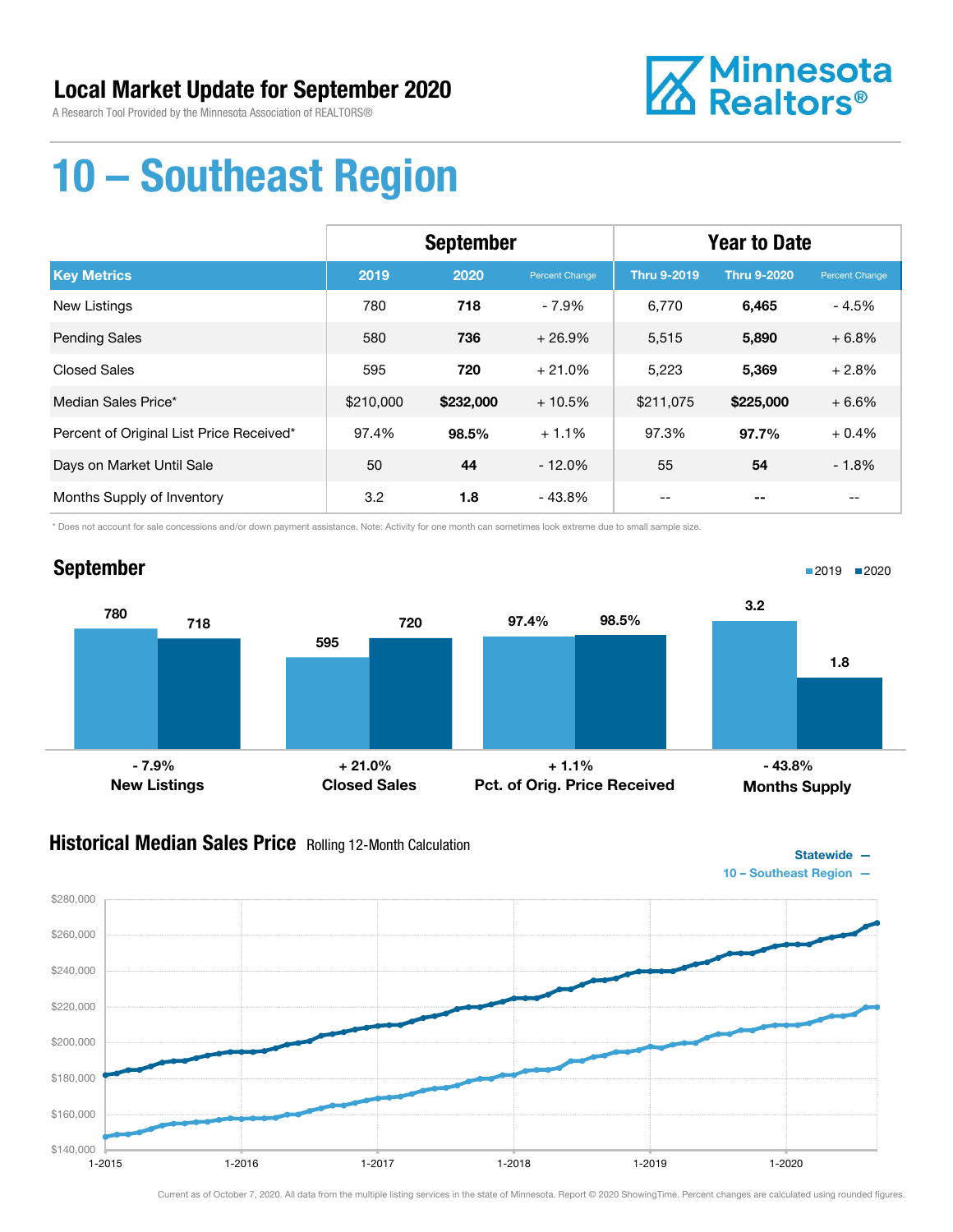## Local Market Update for September 2020

A Research Tool Provided by the Minnesota Association of REALTORS®

Minnesota Realtors®

# 10 – Southeast Region

| | September | | | Year to Date | | |
|---|---|---|---|---|---|---|
| **Key Metrics** | **2019** | **2020** | **Percent Change** | **Thru 9-2019** | **Thru 9-2020** | **Percent Change** |
| New Listings | 780 | **718** | - 7.9% | 6,770 | **6,465** | - 4.5% |
| Pending Sales | 580 | **736** | + 26.9% | 5,515 | **5,890** | + 6.8% |
| Closed Sales | 595 | **720** | + 21.0% | 5,223 | **5,369** | + 2.8% |
| Median Sales Price* | $210,000 | **$232,000** | + 10.5% | $211,075 | **$225,000** | + 6.6% |
| Percent of Original List Price Received* | 97.4% | **98.5%** | + 1.1% | 97.3% | **97.7%** | + 0.4% |
| Days on Market Until Sale | 50 | **44** | - 12.0% | 55 | **54** | - 1.8% |
| Months Supply of Inventory | 3.2 | **1.8** | - 43.8% | -- | **--** | -- |

\* Does not account for sale concessions and/or down payment assistance. Note: Activity for one month can sometimes look extreme due to small sample size.

## September

| | 2019 | 2020 | Change |
|---|---|---|---|
| New Listings | 780 | 718 | - 7.9% |
| Closed Sales | 595 | 720 | + 21.0% |
| Pct. of Orig. Price Received | 97.4% | 98.5% | + 1.1% |
| Months Supply | 3.2 | 1.8 | - 43.8% |

## Historical Median Sales Price
Rolling 12-Month Calculation

Statewide —
10 – Southeast Region —

Current as of October 7, 2020. All data from the multiple listing services in the state of Minnesota. Report © 2020 ShowingTime. Percent changes are calculated using rounded figures.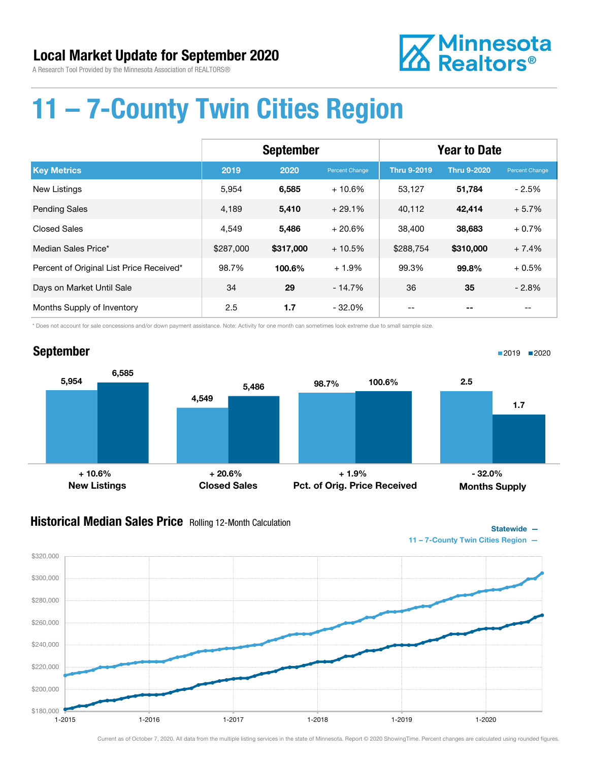## Local Market Update for September 2020

A Research Tool Provided by the Minnesota Association of REALTORS®

Minnesota Realtors®

# 11 – 7-County Twin Cities Region

| | September | | | Year to Date | | |
|---|---|---|---|---|---|---|
| **Key Metrics** | **2019** | **2020** | **Percent Change** | **Thru 9-2019** | **Thru 9-2020** | **Percent Change** |
| New Listings | 5,954 | **6,585** | + 10.6% | 53,127 | **51,784** | - 2.5% |
| Pending Sales | 4,189 | **5,410** | + 29.1% | 40,112 | **42,414** | + 5.7% |
| Closed Sales | 4,549 | **5,486** | + 20.6% | 38,400 | **38,683** | + 0.7% |
| Median Sales Price* | $287,000 | **$317,000** | + 10.5% | $288,754 | **$310,000** | + 7.4% |
| Percent of Original List Price Received* | 98.7% | **100.6%** | + 1.9% | 99.3% | **99.8%** | + 0.5% |
| Days on Market Until Sale | 34 | **29** | - 14.7% | 36 | **35** | - 2.8% |
| Months Supply of Inventory | 2.5 | **1.7** | - 32.0% | -- | **--** | -- |

\* Does not account for sale concessions and/or down payment assistance. Note: Activity for one month can sometimes look extreme due to small sample size.

## September

2019 2020

5,954 6,585
+ 10.6%
**New Listings**

4,549 5,486
+ 20.6%
**Closed Sales**

98.7% 100.6%
+ 1.9%
**Pct. of Orig. Price Received**

2.5 1.7
- 32.0%
**Months Supply**

## Historical Median Sales Price

Rolling 12-Month Calculation

Statewide —
11 – 7-County Twin Cities Region —

$320,000
$300,000
$280,000
$260,000
$240,000
$220,000
$200,000
$180,000

1-2015 1-2016 1-2017 1-2018 1-2019 1-2020

Current as of October 7, 2020. All data from the multiple listing services in the state of Minnesota. Report © 2020 ShowingTime. Percent changes are calculated using rounded figures.